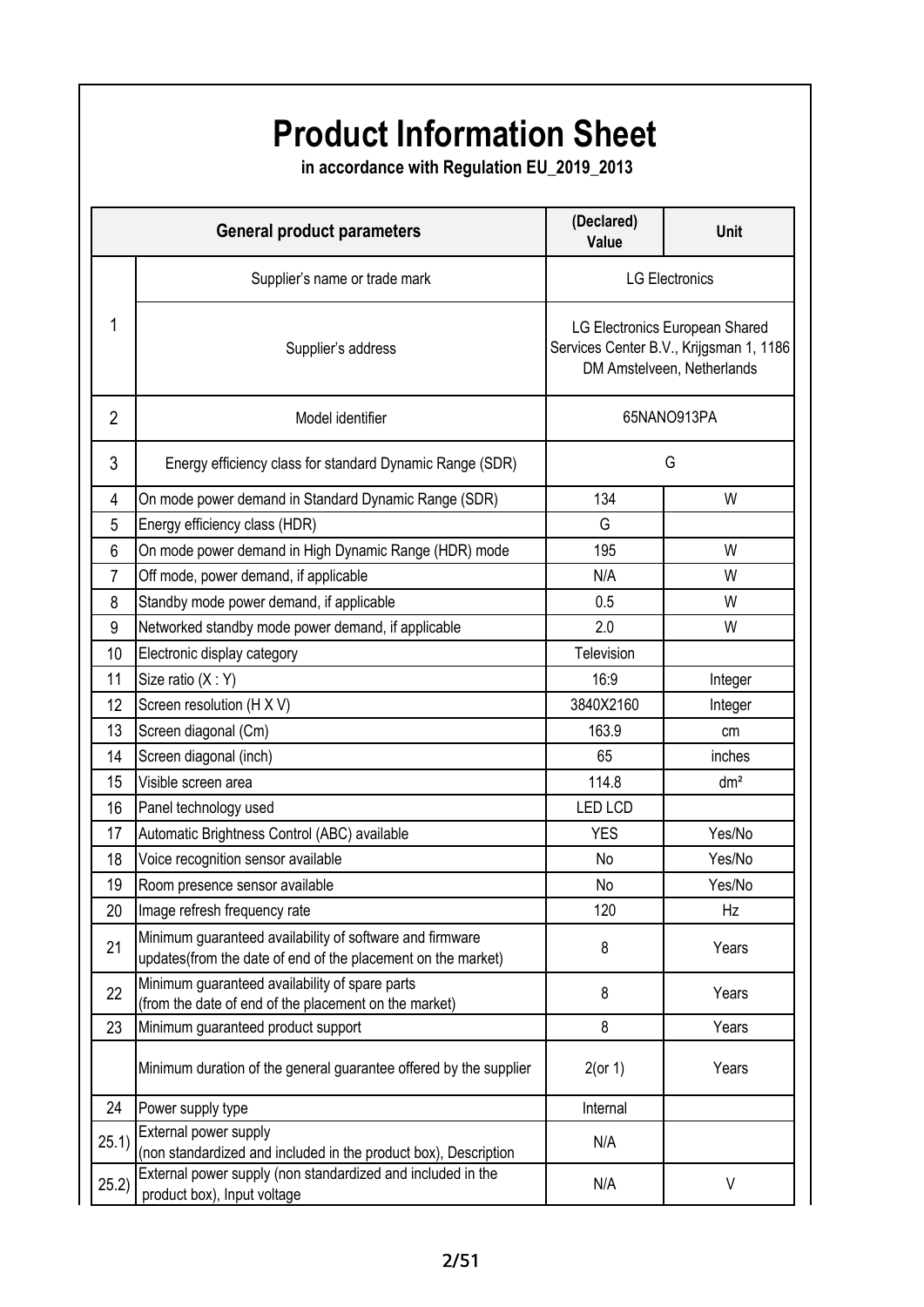# Product Information Sheet

**in accordance with Regulation EU_2019_2013**

| | General product parameters | (Declared) Value | Unit |
|---|---|---|---|
| 1 | Supplier's name or trade mark | LG Electronics | |
| | Supplier's address | LG Electronics European Shared Services Center B.V., Krijgsman 1, 1186 DM Amstelveen, Netherlands | |
| 2 | Model identifier | 65NANO913PA | |
| 3 | Energy efficiency class for standard Dynamic Range (SDR) | G | |
| 4 | On mode power demand in Standard Dynamic Range (SDR) | 134 | W |
| 5 | Energy efficiency class (HDR) | G | |
| 6 | On mode power demand in High Dynamic Range (HDR) mode | 195 | W |
| 7 | Off mode, power demand, if applicable | N/A | W |
| 8 | Standby mode power demand, if applicable | 0.5 | W |
| 9 | Networked standby mode power demand, if applicable | 2.0 | W |
| 10 | Electronic display category | Television | |
| 11 | Size ratio (X : Y) | 16:9 | Integer |
| 12 | Screen resolution (H X V) | 3840X2160 | Integer |
| 13 | Screen diagonal (Cm) | 163.9 | cm |
| 14 | Screen diagonal (inch) | 65 | inches |
| 15 | Visible screen area | 114.8 | dm² |
| 16 | Panel technology used | LED LCD | |
| 17 | Automatic Brightness Control (ABC) available | YES | Yes/No |
| 18 | Voice recognition sensor available | No | Yes/No |
| 19 | Room presence sensor available | No | Yes/No |
| 20 | Image refresh frequency rate | 120 | Hz |
| 21 | Minimum guaranteed availability of software and firmware updates(from the date of end of the placement on the market) | 8 | Years |
| 22 | Minimum guaranteed availability of spare parts (from the date of end of the placement on the market) | 8 | Years |
| 23 | Minimum guaranteed product support | 8 | Years |
| | Minimum duration of the general guarantee offered by the supplier | 2(or 1) | Years |
| 24 | Power supply type | Internal | |
| 25.1) | External power supply (non standardized and included in the product box), Description | N/A | |
| 25.2) | External power supply (non standardized and included in the product box), Input voltage | N/A | V |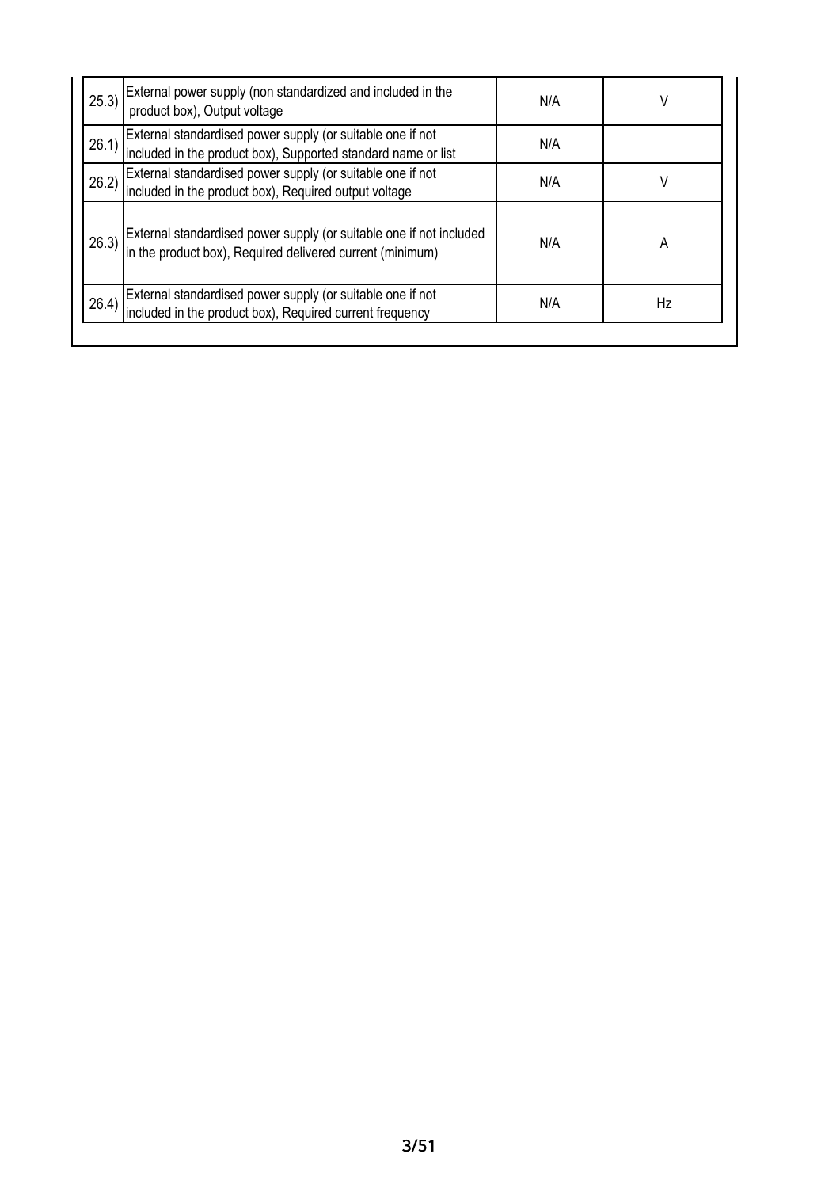| | | | |
|---|---|---|---|
| 25.3) | External power supply (non standardized and included in the product box), Output voltage | N/A | V |
| 26.1) | External standardised power supply (or suitable one if not included in the product box), Supported standard name or list | N/A | |
| 26.2) | External standardised power supply (or suitable one if not included in the product box), Required output voltage | N/A | V |
| 26.3) | External standardised power supply (or suitable one if not included in the product box), Required delivered current (minimum) | N/A | A |
| 26.4) | External standardised power supply (or suitable one if not included in the product box), Required current frequency | N/A | Hz |